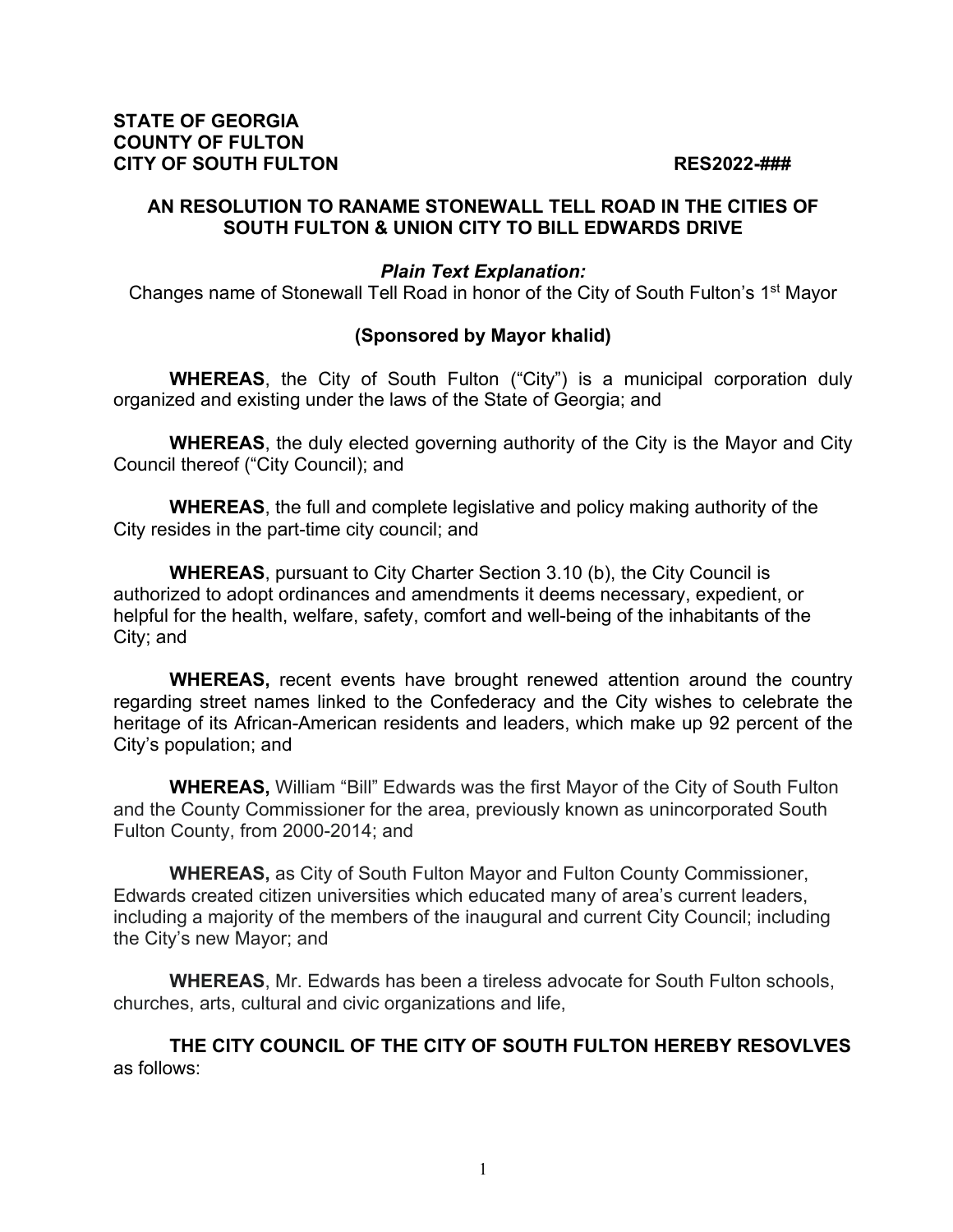**STATE OF GEORGIA**
**COUNTY OF FULTON**
**CITY OF SOUTH FULTON** **RES2022-###**

## AN RESOLUTION TO RANAME STONEWALL TELL ROAD IN THE CITIES OF SOUTH FULTON & UNION CITY TO BILL EDWARDS DRIVE

***Plain Text Explanation:***

Changes name of Stonewall Tell Road in honor of the City of South Fulton's 1st Mayor

**(Sponsored by Mayor khalid)**

**WHEREAS**, the City of South Fulton ("City") is a municipal corporation duly organized and existing under the laws of the State of Georgia; and

**WHEREAS**, the duly elected governing authority of the City is the Mayor and City Council thereof ("City Council); and

**WHEREAS**, the full and complete legislative and policy making authority of the City resides in the part-time city council; and

**WHEREAS**, pursuant to City Charter Section 3.10 (b), the City Council is authorized to adopt ordinances and amendments it deems necessary, expedient, or helpful for the health, welfare, safety, comfort and well-being of the inhabitants of the City; and

**WHEREAS,** recent events have brought renewed attention around the country regarding street names linked to the Confederacy and the City wishes to celebrate the heritage of its African-American residents and leaders, which make up 92 percent of the City's population; and

**WHEREAS,** William "Bill" Edwards was the first Mayor of the City of South Fulton and the County Commissioner for the area, previously known as unincorporated South Fulton County, from 2000-2014; and

**WHEREAS,** as City of South Fulton Mayor and Fulton County Commissioner, Edwards created citizen universities which educated many of area's current leaders, including a majority of the members of the inaugural and current City Council; including the City's new Mayor; and

**WHEREAS**, Mr. Edwards has been a tireless advocate for South Fulton schools, churches, arts, cultural and civic organizations and life,

**THE CITY COUNCIL OF THE CITY OF SOUTH FULTON HEREBY RESOVLVES** as follows: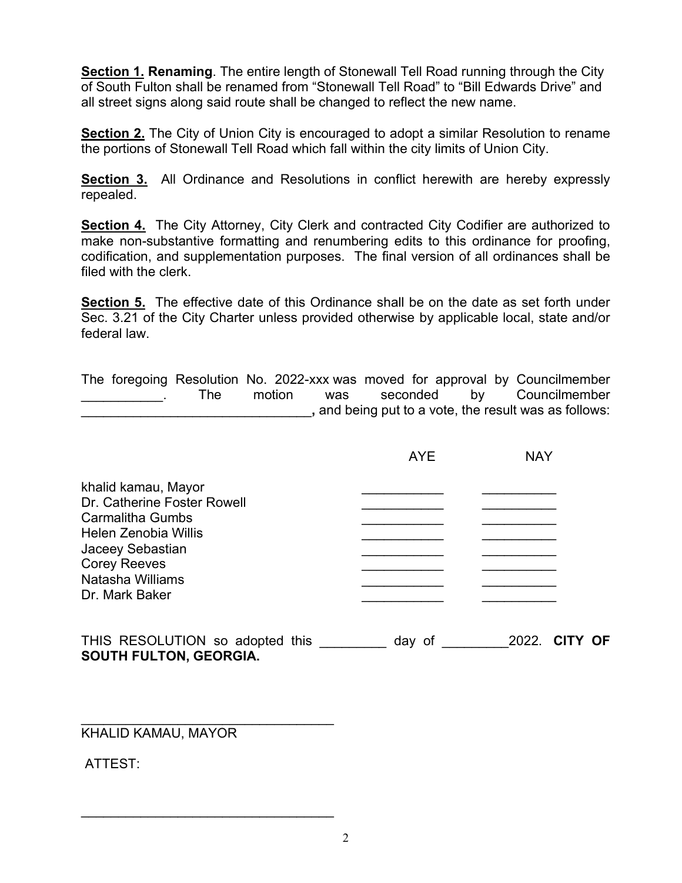**Section 1. Renaming**. The entire length of Stonewall Tell Road running through the City of South Fulton shall be renamed from "Stonewall Tell Road" to "Bill Edwards Drive" and all street signs along said route shall be changed to reflect the new name.

**Section 2.** The City of Union City is encouraged to adopt a similar Resolution to rename the portions of Stonewall Tell Road which fall within the city limits of Union City.

**Section 3.** All Ordinance and Resolutions in conflict herewith are hereby expressly repealed.

**Section 4.** The City Attorney, City Clerk and contracted City Codifier are authorized to make non-substantive formatting and renumbering edits to this ordinance for proofing, codification, and supplementation purposes. The final version of all ordinances shall be filed with the clerk.

**Section 5.** The effective date of this Ordinance shall be on the date as set forth under Sec. 3.21 of the City Charter unless provided otherwise by applicable local, state and/or federal law.

The foregoing Resolution No. 2022-xxx was moved for approval by Councilmember ___________. The motion was seconded by Councilmember _______________________________, and being put to a vote, the result was as follows:

| | AYE | NAY |
|---|---|---|
| khalid kamau, Mayor | ___________ | __________ |
| Dr. Catherine Foster Rowell | ___________ | __________ |
| Carmalitha Gumbs | ___________ | __________ |
| Helen Zenobia Willis | ___________ | __________ |
| Jaceey Sebastian | ___________ | __________ |
| Corey Reeves | ___________ | __________ |
| Natasha Williams | ___________ | __________ |
| Dr. Mark Baker | ___________ | __________ |

THIS RESOLUTION so adopted this _________ day of _________2022. **CITY OF SOUTH FULTON, GEORGIA.**

___________________________________
KHALID KAMAU, MAYOR

ATTEST:

___________________________________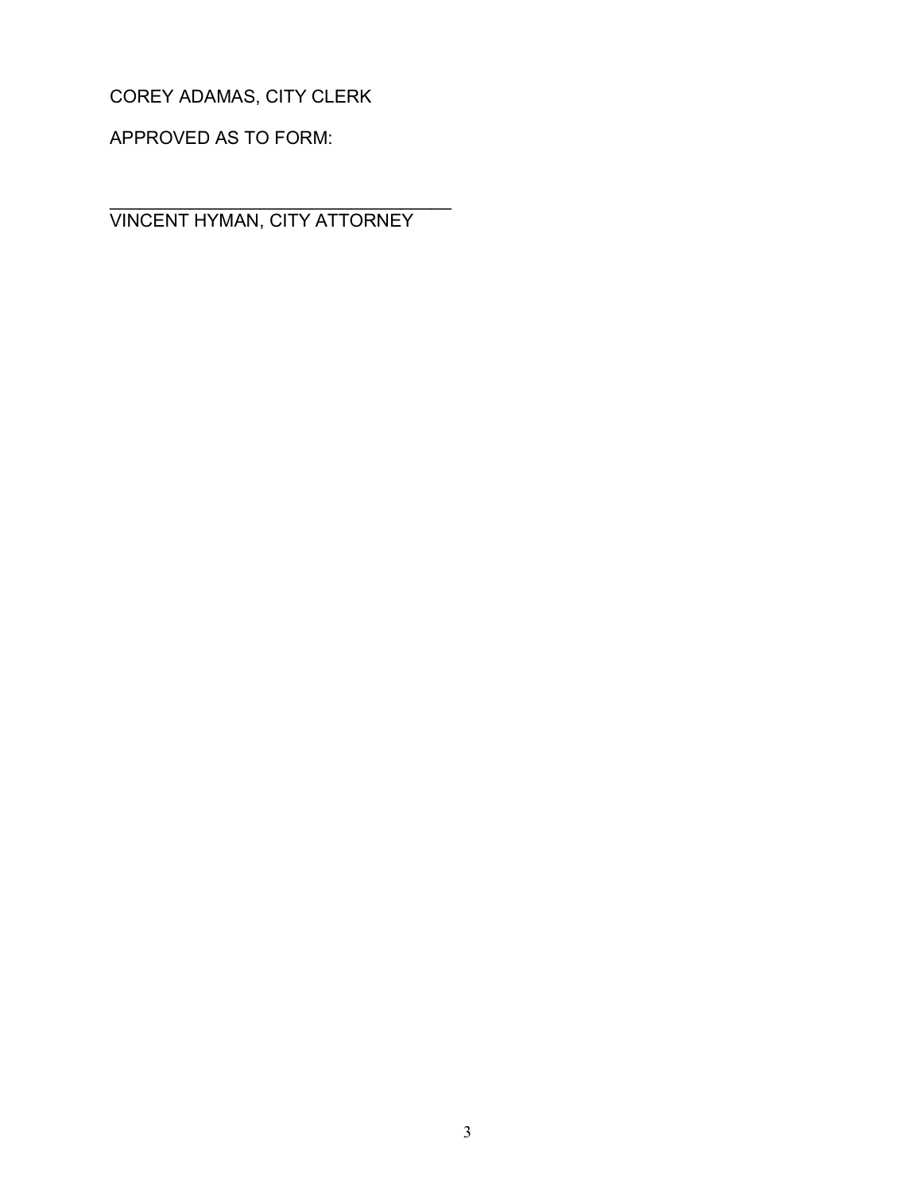COREY ADAMAS, CITY CLERK

APPROVED AS TO FORM:

___________________________________
VINCENT HYMAN, CITY ATTORNEY